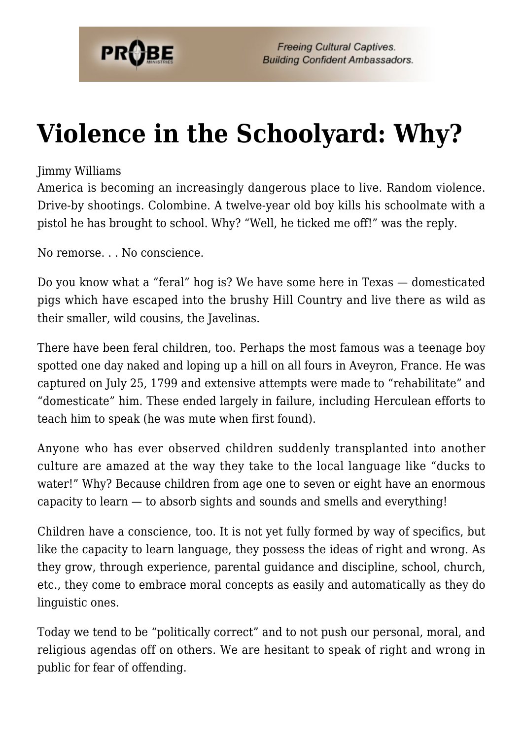# Violence in the Schoolyard: Why?

Jimmy Williams

America is becoming an increasingly dangerous place to live. Random violence. Drive-by shootings. Colombine. A twelve-year old boy kills his schoolmate with a pistol he has brought to school. Why? “Well, he ticked me off!” was the reply.

No remorse. . . No conscience.

Do you know what a “feral” hog is? We have some here in Texas — domesticated pigs which have escaped into the brushy Hill Country and live there as wild as their smaller, wild cousins, the Javelinas.

There have been feral children, too. Perhaps the most famous was a teenage boy spotted one day naked and loping up a hill on all fours in Aveyron, France. He was captured on July 25, 1799 and extensive attempts were made to “rehabilitate” and “domesticate” him. These ended largely in failure, including Herculean efforts to teach him to speak (he was mute when first found).

Anyone who has ever observed children suddenly transplanted into another culture are amazed at the way they take to the local language like “ducks to water!” Why? Because children from age one to seven or eight have an enormous capacity to learn — to absorb sights and sounds and smells and everything!

Children have a conscience, too. It is not yet fully formed by way of specifics, but like the capacity to learn language, they possess the ideas of right and wrong. As they grow, through experience, parental guidance and discipline, school, church, etc., they come to embrace moral concepts as easily and automatically as they do linguistic ones.

Today we tend to be “politically correct” and to not push our personal, moral, and religious agendas off on others. We are hesitant to speak of right and wrong in public for fear of offending.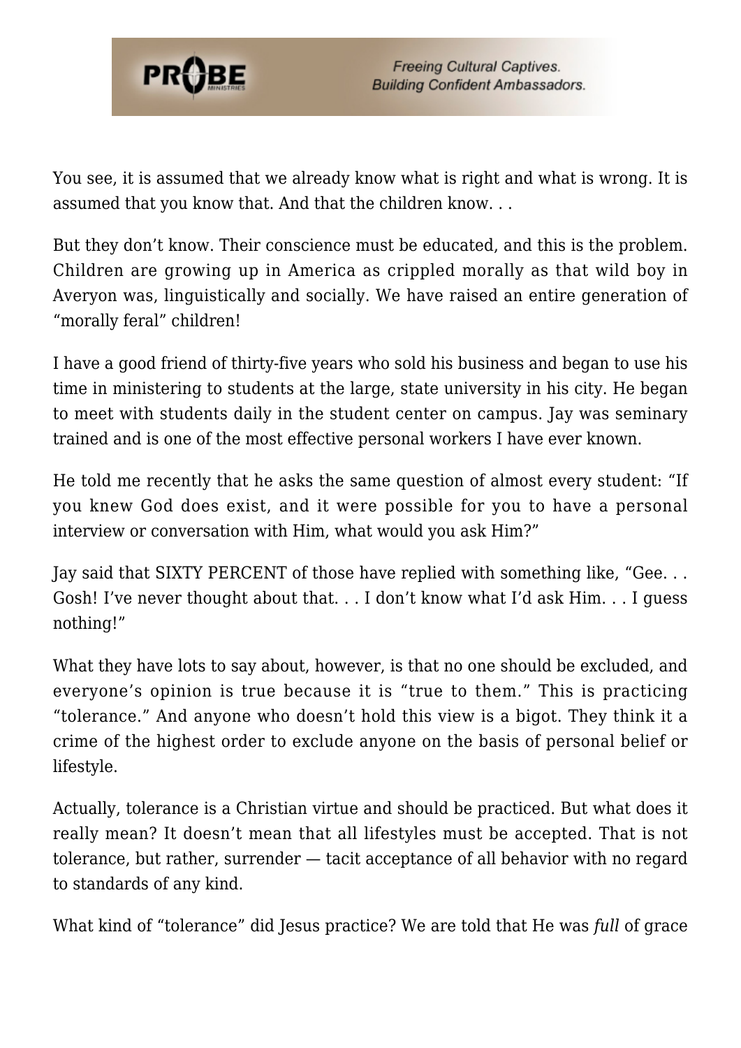You see, it is assumed that we already know what is right and what is wrong. It is assumed that you know that. And that the children know. . .

But they don't know. Their conscience must be educated, and this is the problem. Children are growing up in America as crippled morally as that wild boy in Averyon was, linguistically and socially. We have raised an entire generation of "morally feral" children!

I have a good friend of thirty-five years who sold his business and began to use his time in ministering to students at the large, state university in his city. He began to meet with students daily in the student center on campus. Jay was seminary trained and is one of the most effective personal workers I have ever known.

He told me recently that he asks the same question of almost every student: "If you knew God does exist, and it were possible for you to have a personal interview or conversation with Him, what would you ask Him?"

Jay said that SIXTY PERCENT of those have replied with something like, "Gee. . . Gosh! I've never thought about that. . . I don't know what I'd ask Him. . . I guess nothing!"

What they have lots to say about, however, is that no one should be excluded, and everyone's opinion is true because it is "true to them." This is practicing "tolerance." And anyone who doesn't hold this view is a bigot. They think it a crime of the highest order to exclude anyone on the basis of personal belief or lifestyle.

Actually, tolerance is a Christian virtue and should be practiced. But what does it really mean? It doesn't mean that all lifestyles must be accepted. That is not tolerance, but rather, surrender — tacit acceptance of all behavior with no regard to standards of any kind.

What kind of "tolerance" did Jesus practice? We are told that He was *full* of grace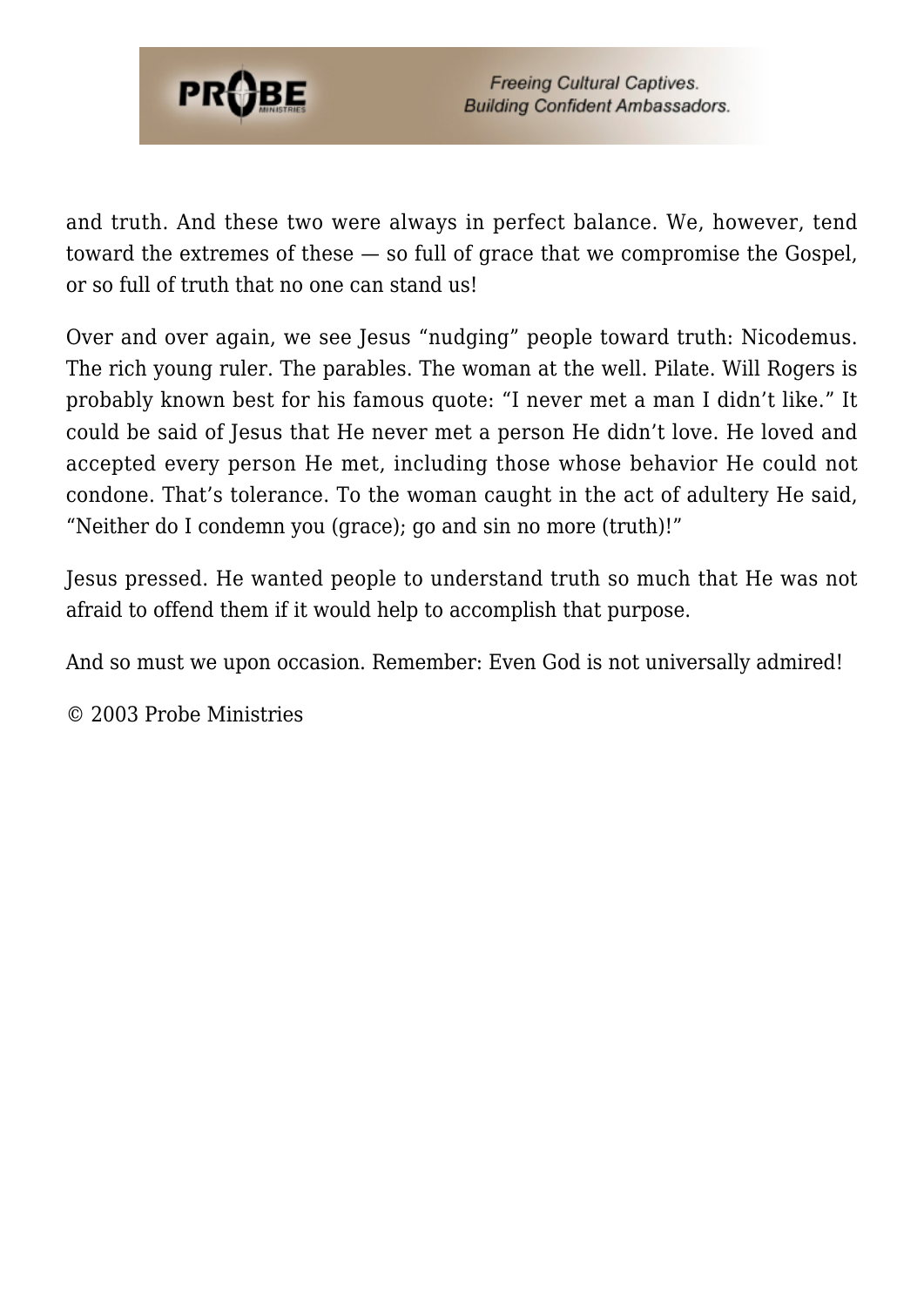and truth. And these two were always in perfect balance. We, however, tend toward the extremes of these — so full of grace that we compromise the Gospel, or so full of truth that no one can stand us!

Over and over again, we see Jesus "nudging" people toward truth: Nicodemus. The rich young ruler. The parables. The woman at the well. Pilate. Will Rogers is probably known best for his famous quote: "I never met a man I didn't like." It could be said of Jesus that He never met a person He didn't love. He loved and accepted every person He met, including those whose behavior He could not condone. That's tolerance. To the woman caught in the act of adultery He said, "Neither do I condemn you (grace); go and sin no more (truth)!"

Jesus pressed. He wanted people to understand truth so much that He was not afraid to offend them if it would help to accomplish that purpose.

And so must we upon occasion. Remember: Even God is not universally admired!

© 2003 Probe Ministries